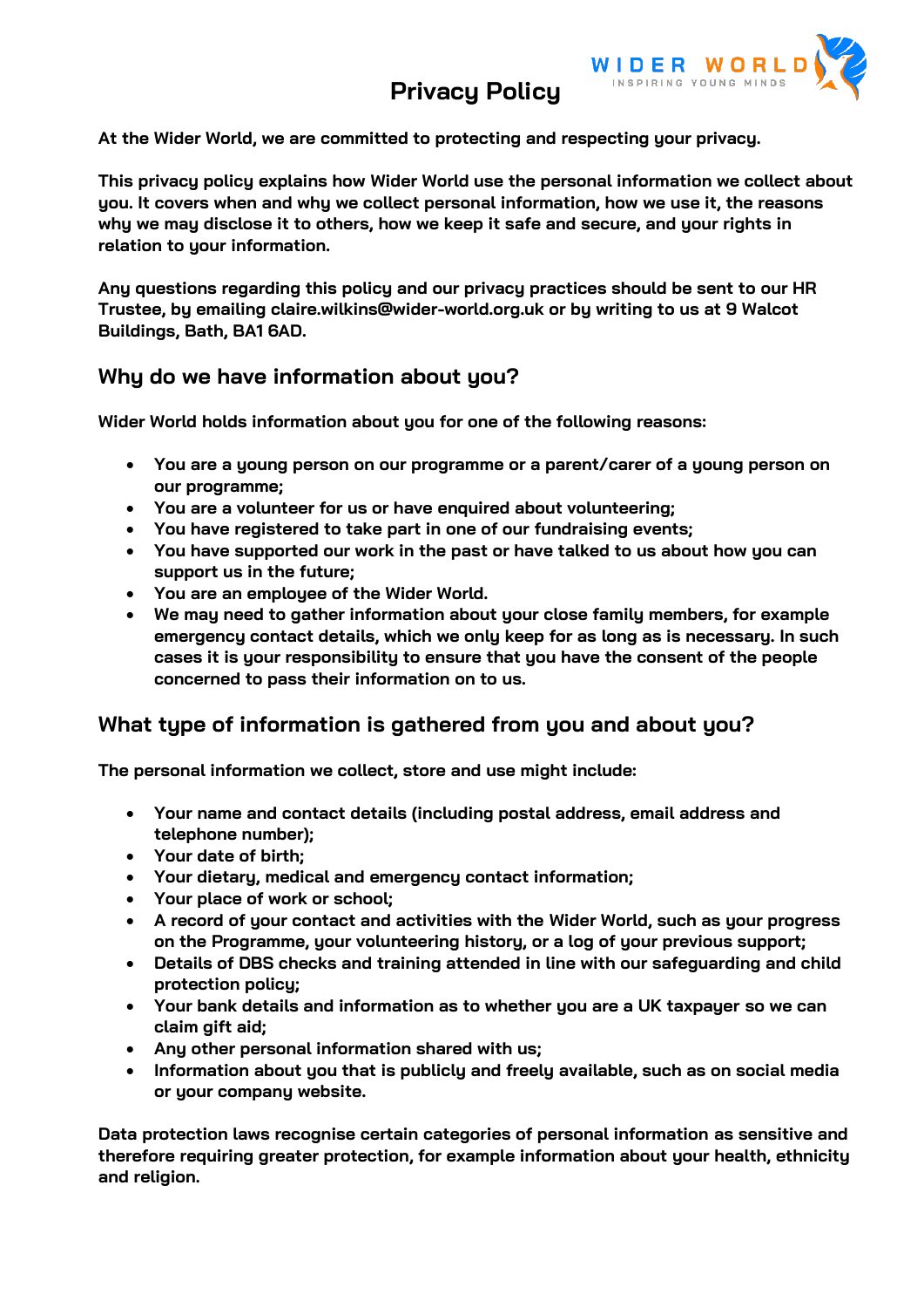# Privacy Policy

**At the Wider World, we are committed to protecting and respecting your privacy.**

**This privacy policy explains how Wider World use the personal information we collect about you. It covers when and why we collect personal information, how we use it, the reasons why we may disclose it to others, how we keep it safe and secure, and your rights in relation to your information.**

**Any questions regarding this policy and our privacy practices should be sent to our HR Trustee, by emailing claire.wilkins@wider-world.org.uk or by writing to us at 9 Walcot Buildings, Bath, BA1 6AD.**

## Why do we have information about you?

**Wider World holds information about you for one of the following reasons:**

- **You are a young person on our programme or a parent/carer of a young person on our programme;**
- **You are a volunteer for us or have enquired about volunteering;**
- **You have registered to take part in one of our fundraising events;**
- **You have supported our work in the past or have talked to us about how you can support us in the future;**
- **You are an employee of the Wider World.**
- **We may need to gather information about your close family members, for example emergency contact details, which we only keep for as long as is necessary. In such cases it is your responsibility to ensure that you have the consent of the people concerned to pass their information on to us.**

## What type of information is gathered from you and about you?

**The personal information we collect, store and use might include:**

- **Your name and contact details (including postal address, email address and telephone number);**
- **Your date of birth;**
- **Your dietary, medical and emergency contact information;**
- **Your place of work or school;**
- **A record of your contact and activities with the Wider World, such as your progress on the Programme, your volunteering history, or a log of your previous support;**
- **Details of DBS checks and training attended in line with our safeguarding and child protection policy;**
- **Your bank details and information as to whether you are a UK taxpayer so we can claim gift aid;**
- **Any other personal information shared with us;**
- **Information about you that is publicly and freely available, such as on social media or your company website.**

**Data protection laws recognise certain categories of personal information as sensitive and therefore requiring greater protection, for example information about your health, ethnicity and religion.**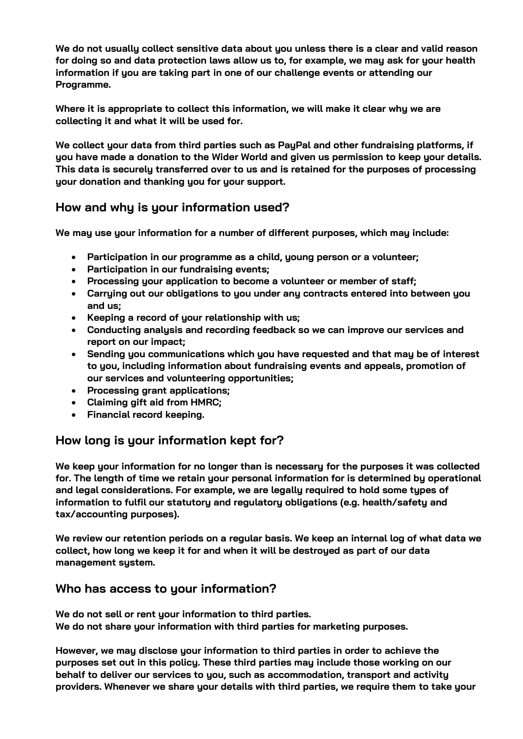**We do not usually collect sensitive data about you unless there is a clear and valid reason for doing so and data protection laws allow us to, for example, we may ask for your health information if you are taking part in one of our challenge events or attending our Programme.**

**Where it is appropriate to collect this information, we will make it clear why we are collecting it and what it will be used for.**

**We collect your data from third parties such as PayPal and other fundraising platforms, if you have made a donation to the Wider World and given us permission to keep your details. This data is securely transferred over to us and is retained for the purposes of processing your donation and thanking you for your support.**

## How and why is your information used?

**We may use your information for a number of different purposes, which may include:**

- **Participation in our programme as a child, young person or a volunteer;**
- **Participation in our fundraising events;**
- **Processing your application to become a volunteer or member of staff;**
- **Carrying out our obligations to you under any contracts entered into between you and us;**
- **Keeping a record of your relationship with us;**
- **Conducting analysis and recording feedback so we can improve our services and report on our impact;**
- **Sending you communications which you have requested and that may be of interest to you, including information about fundraising events and appeals, promotion of our services and volunteering opportunities;**
- **Processing grant applications;**
- **Claiming gift aid from HMRC;**
- **Financial record keeping.**

## How long is your information kept for?

**We keep your information for no longer than is necessary for the purposes it was collected for. The length of time we retain your personal information for is determined by operational and legal considerations. For example, we are legally required to hold some types of information to fulfil our statutory and regulatory obligations (e.g. health/safety and tax/accounting purposes).**

**We review our retention periods on a regular basis. We keep an internal log of what data we collect, how long we keep it for and when it will be destroyed as part of our data management system.**

## Who has access to your information?

**We do not sell or rent your information to third parties.**
**We do not share your information with third parties for marketing purposes.**

**However, we may disclose your information to third parties in order to achieve the purposes set out in this policy. These third parties may include those working on our behalf to deliver our services to you, such as accommodation, transport and activity providers. Whenever we share your details with third parties, we require them to take your**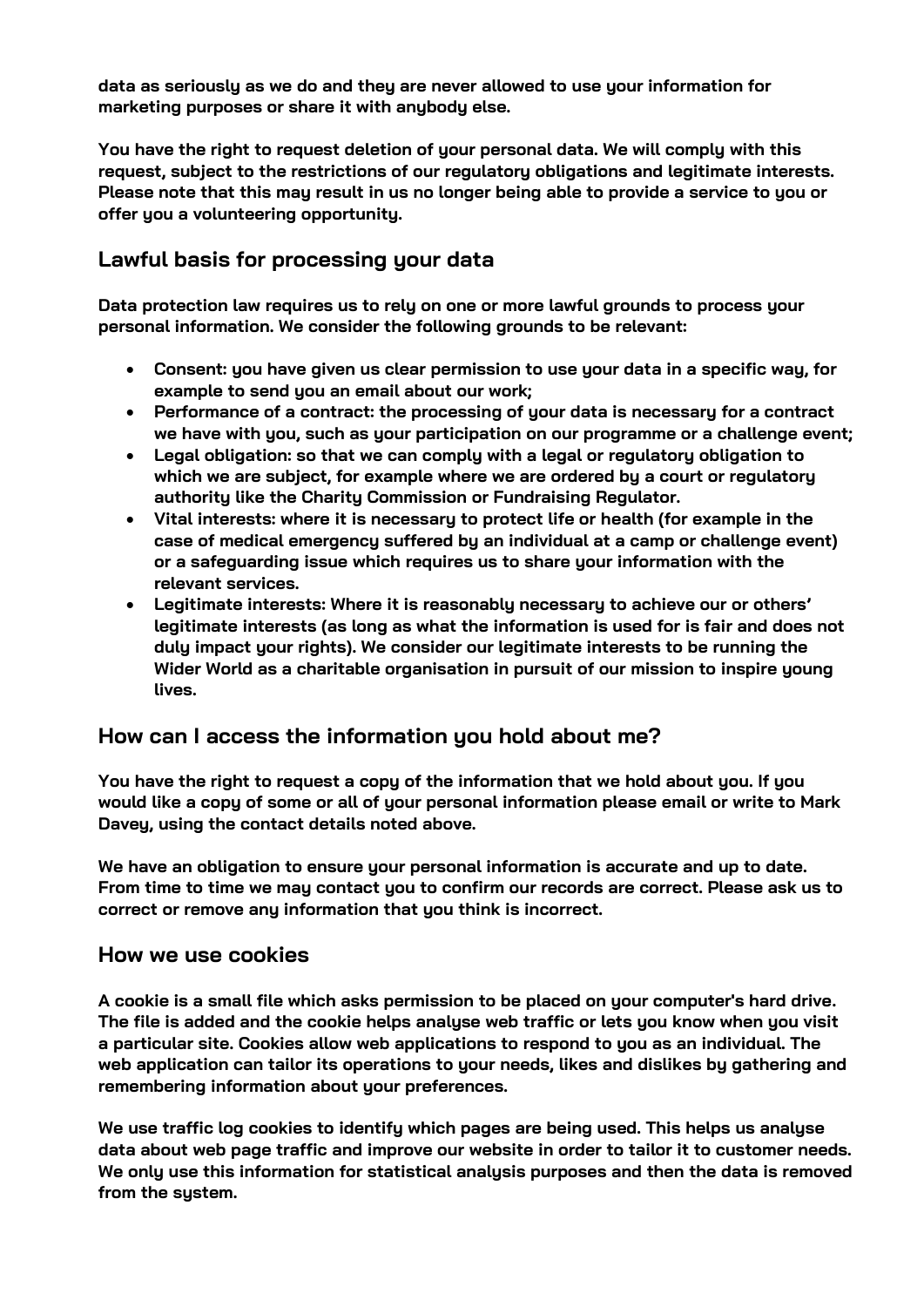data as seriously as we do and they are never allowed to use your information for marketing purposes or share it with anybody else.

You have the right to request deletion of your personal data. We will comply with this request, subject to the restrictions of our regulatory obligations and legitimate interests. Please note that this may result in us no longer being able to provide a service to you or offer you a volunteering opportunity.

## Lawful basis for processing your data

Data protection law requires us to rely on one or more lawful grounds to process your personal information. We consider the following grounds to be relevant:

- Consent: you have given us clear permission to use your data in a specific way, for example to send you an email about our work;
- Performance of a contract: the processing of your data is necessary for a contract we have with you, such as your participation on our programme or a challenge event;
- Legal obligation: so that we can comply with a legal or regulatory obligation to which we are subject, for example where we are ordered by a court or regulatory authority like the Charity Commission or Fundraising Regulator.
- Vital interests: where it is necessary to protect life or health (for example in the case of medical emergency suffered by an individual at a camp or challenge event) or a safeguarding issue which requires us to share your information with the relevant services.
- Legitimate interests: Where it is reasonably necessary to achieve our or others' legitimate interests (as long as what the information is used for is fair and does not duly impact your rights). We consider our legitimate interests to be running the Wider World as a charitable organisation in pursuit of our mission to inspire young lives.

## How can I access the information you hold about me?

You have the right to request a copy of the information that we hold about you. If you would like a copy of some or all of your personal information please email or write to Mark Davey, using the contact details noted above.

We have an obligation to ensure your personal information is accurate and up to date. From time to time we may contact you to confirm our records are correct. Please ask us to correct or remove any information that you think is incorrect.

## How we use cookies

A cookie is a small file which asks permission to be placed on your computer's hard drive. The file is added and the cookie helps analyse web traffic or lets you know when you visit a particular site. Cookies allow web applications to respond to you as an individual. The web application can tailor its operations to your needs, likes and dislikes by gathering and remembering information about your preferences.

We use traffic log cookies to identify which pages are being used. This helps us analyse data about web page traffic and improve our website in order to tailor it to customer needs. We only use this information for statistical analysis purposes and then the data is removed from the system.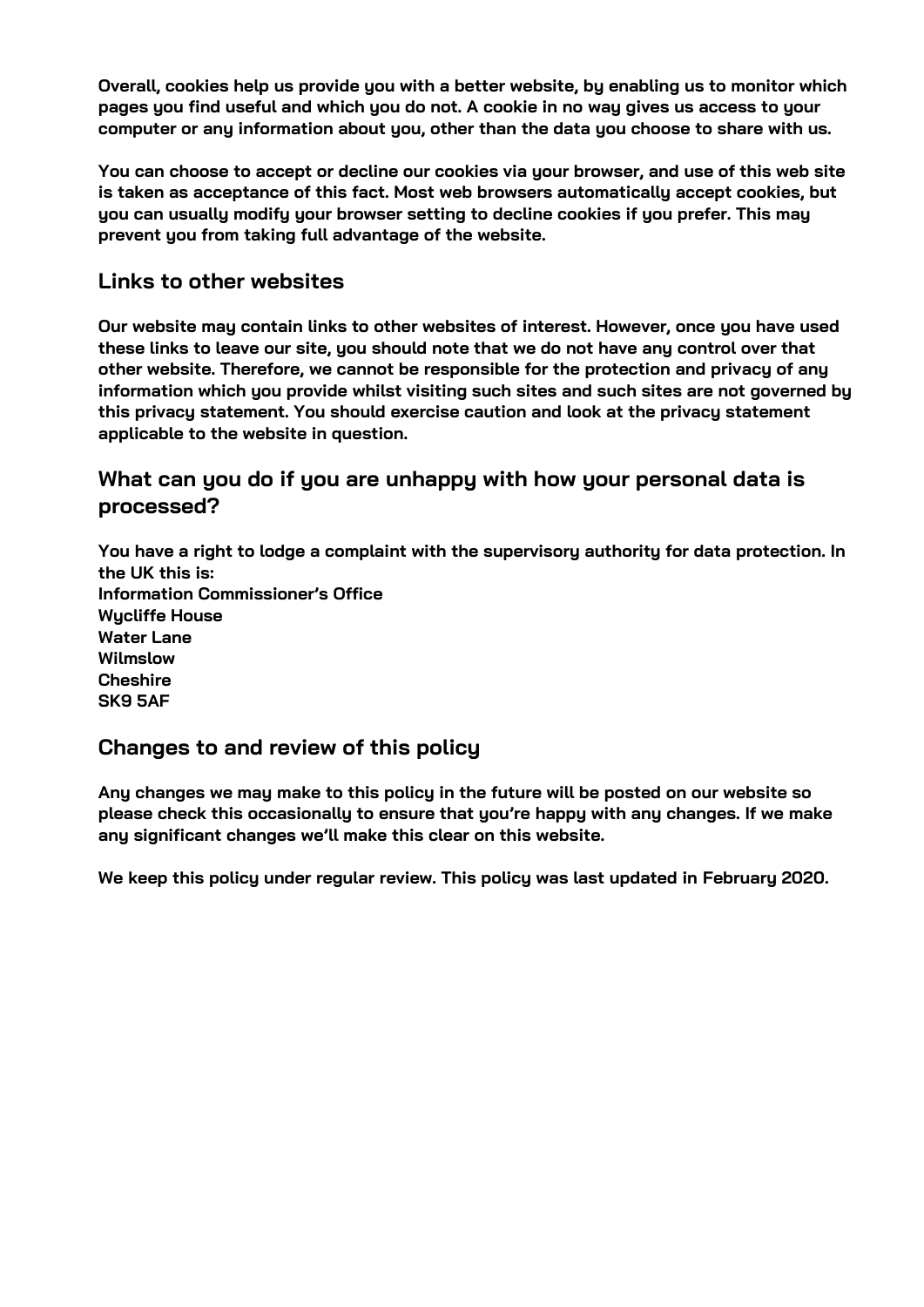**Overall, cookies help us provide you with a better website, by enabling us to monitor which pages you find useful and which you do not. A cookie in no way gives us access to your computer or any information about you, other than the data you choose to share with us.**

**You can choose to accept or decline our cookies via your browser, and use of this web site is taken as acceptance of this fact. Most web browsers automatically accept cookies, but you can usually modify your browser setting to decline cookies if you prefer. This may prevent you from taking full advantage of the website.**

## Links to other websites

**Our website may contain links to other websites of interest. However, once you have used these links to leave our site, you should note that we do not have any control over that other website. Therefore, we cannot be responsible for the protection and privacy of any information which you provide whilst visiting such sites and such sites are not governed by this privacy statement. You should exercise caution and look at the privacy statement applicable to the website in question.**

## What can you do if you are unhappy with how your personal data is processed?

**You have a right to lodge a complaint with the supervisory authority for data protection. In the UK this is:**
**Information Commissioner's Office**
**Wycliffe House**
**Water Lane**
**Wilmslow**
**Cheshire**
**SK9 5AF**

## Changes to and review of this policy

**Any changes we may make to this policy in the future will be posted on our website so please check this occasionally to ensure that you're happy with any changes. If we make any significant changes we'll make this clear on this website.**

**We keep this policy under regular review. This policy was last updated in February 2020.**